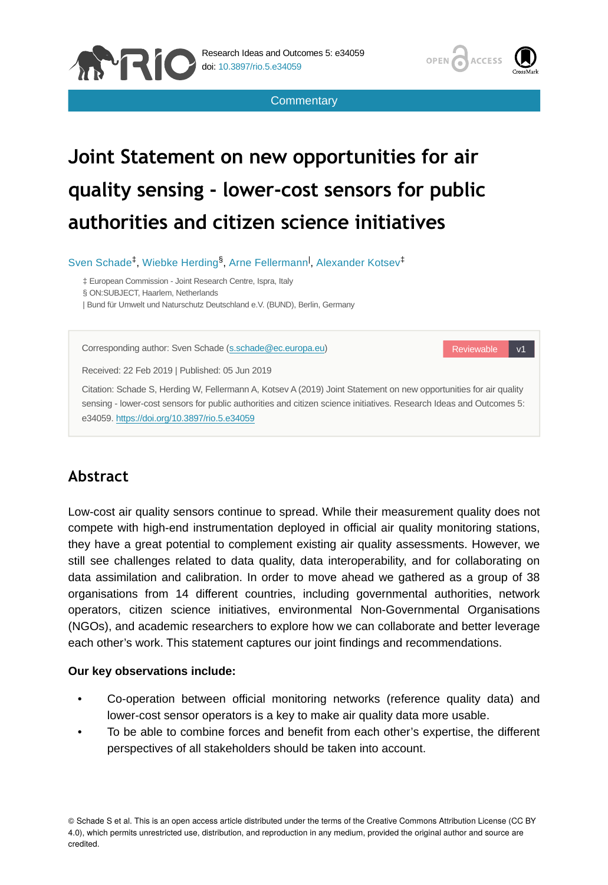Commentary

# Joint Statement on new opportunities for air quality sensing - lower-cost sensors for public authorities and citizen science initiatives

Sven Schade[‡], Wiebke Herding[§], Arne Fellermann[|], Alexander Kotsev[‡]

‡ European Commission - Joint Research Centre, Ispra, Italy
§ ON:SUBJECT, Haarlem, Netherlands
| Bund für Umwelt und Naturschutz Deutschland e.V. (BUND), Berlin, Germany

Corresponding author: Sven Schade (s.schade@ec.europa.eu)

Reviewable v1

Received: 22 Feb 2019 | Published: 05 Jun 2019

Citation: Schade S, Herding W, Fellermann A, Kotsev A (2019) Joint Statement on new opportunities for air quality sensing - lower-cost sensors for public authorities and citizen science initiatives. Research Ideas and Outcomes 5: e34059. https://doi.org/10.3897/rio.5.e34059

## Abstract

Low-cost air quality sensors continue to spread. While their measurement quality does not compete with high-end instrumentation deployed in official air quality monitoring stations, they have a great potential to complement existing air quality assessments. However, we still see challenges related to data quality, data interoperability, and for collaborating on data assimilation and calibration. In order to move ahead we gathered as a group of 38 organisations from 14 different countries, including governmental authorities, network operators, citizen science initiatives, environmental Non-Governmental Organisations (NGOs), and academic researchers to explore how we can collaborate and better leverage each other's work. This statement captures our joint findings and recommendations.

**Our key observations include:**

- Co-operation between official monitoring networks (reference quality data) and lower-cost sensor operators is a key to make air quality data more usable.
- To be able to combine forces and benefit from each other's expertise, the different perspectives of all stakeholders should be taken into account.

© Schade S et al. This is an open access article distributed under the terms of the Creative Commons Attribution License (CC BY 4.0), which permits unrestricted use, distribution, and reproduction in any medium, provided the original author and source are credited.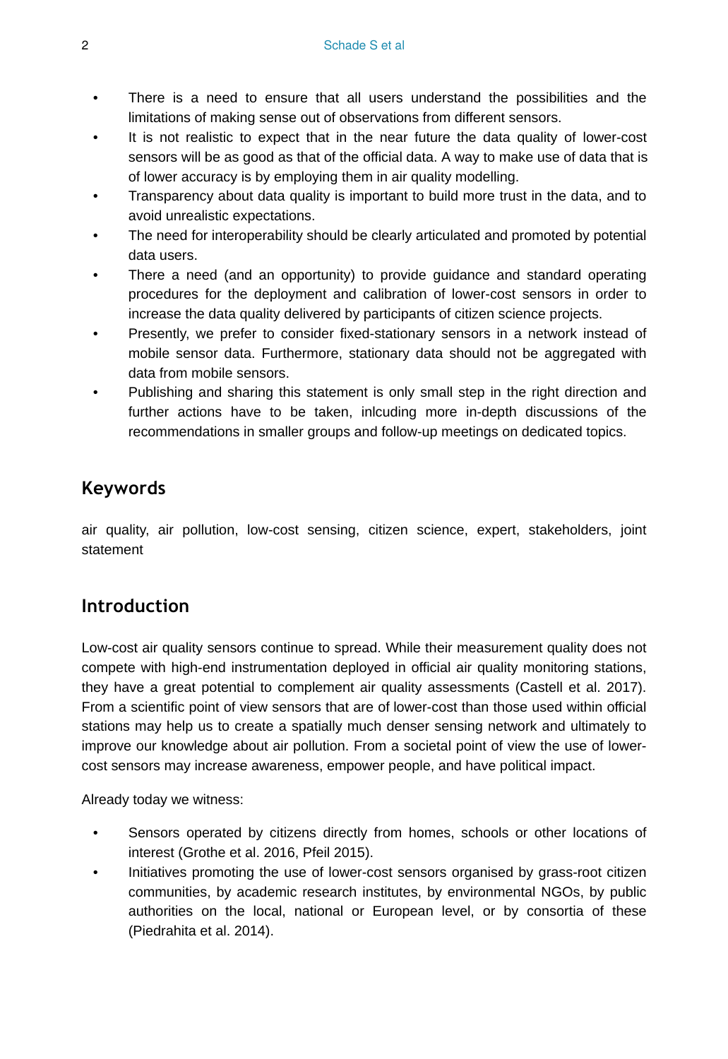- There is a need to ensure that all users understand the possibilities and the limitations of making sense out of observations from different sensors.
- It is not realistic to expect that in the near future the data quality of lower-cost sensors will be as good as that of the official data. A way to make use of data that is of lower accuracy is by employing them in air quality modelling.
- Transparency about data quality is important to build more trust in the data, and to avoid unrealistic expectations.
- The need for interoperability should be clearly articulated and promoted by potential data users.
- There a need (and an opportunity) to provide guidance and standard operating procedures for the deployment and calibration of lower-cost sensors in order to increase the data quality delivered by participants of citizen science projects.
- Presently, we prefer to consider fixed-stationary sensors in a network instead of mobile sensor data. Furthermore, stationary data should not be aggregated with data from mobile sensors.
- Publishing and sharing this statement is only small step in the right direction and further actions have to be taken, inlcuding more in-depth discussions of the recommendations in smaller groups and follow-up meetings on dedicated topics.

## Keywords

air quality, air pollution, low-cost sensing, citizen science, expert, stakeholders, joint statement

## Introduction

Low-cost air quality sensors continue to spread. While their measurement quality does not compete with high-end instrumentation deployed in official air quality monitoring stations, they have a great potential to complement air quality assessments (Castell et al. 2017). From a scientific point of view sensors that are of lower-cost than those used within official stations may help us to create a spatially much denser sensing network and ultimately to improve our knowledge about air pollution. From a societal point of view the use of lower-cost sensors may increase awareness, empower people, and have political impact.

Already today we witness:

- Sensors operated by citizens directly from homes, schools or other locations of interest (Grothe et al. 2016, Pfeil 2015).
- Initiatives promoting the use of lower-cost sensors organised by grass-root citizen communities, by academic research institutes, by environmental NGOs, by public authorities on the local, national or European level, or by consortia of these (Piedrahita et al. 2014).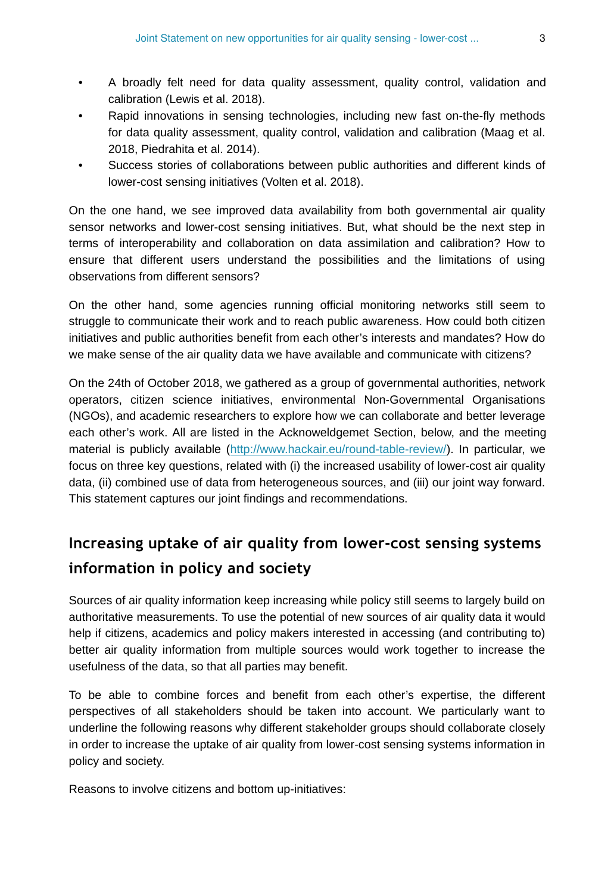- A broadly felt need for data quality assessment, quality control, validation and calibration (Lewis et al. 2018).
- Rapid innovations in sensing technologies, including new fast on-the-fly methods for data quality assessment, quality control, validation and calibration (Maag et al. 2018, Piedrahita et al. 2014).
- Success stories of collaborations between public authorities and different kinds of lower-cost sensing initiatives (Volten et al. 2018).

On the one hand, we see improved data availability from both governmental air quality sensor networks and lower-cost sensing initiatives. But, what should be the next step in terms of interoperability and collaboration on data assimilation and calibration? How to ensure that different users understand the possibilities and the limitations of using observations from different sensors?

On the other hand, some agencies running official monitoring networks still seem to struggle to communicate their work and to reach public awareness. How could both citizen initiatives and public authorities benefit from each other's interests and mandates? How do we make sense of the air quality data we have available and communicate with citizens?

On the 24th of October 2018, we gathered as a group of governmental authorities, network operators, citizen science initiatives, environmental Non-Governmental Organisations (NGOs), and academic researchers to explore how we can collaborate and better leverage each other's work. All are listed in the Acknoweldgemet Section, below, and the meeting material is publicly available (http://www.hackair.eu/round-table-review/). In particular, we focus on three key questions, related with (i) the increased usability of lower-cost air quality data, (ii) combined use of data from heterogeneous sources, and (iii) our joint way forward. This statement captures our joint findings and recommendations.

## Increasing uptake of air quality from lower-cost sensing systems information in policy and society

Sources of air quality information keep increasing while policy still seems to largely build on authoritative measurements. To use the potential of new sources of air quality data it would help if citizens, academics and policy makers interested in accessing (and contributing to) better air quality information from multiple sources would work together to increase the usefulness of the data, so that all parties may benefit.

To be able to combine forces and benefit from each other's expertise, the different perspectives of all stakeholders should be taken into account. We particularly want to underline the following reasons why different stakeholder groups should collaborate closely in order to increase the uptake of air quality from lower-cost sensing systems information in policy and society.

Reasons to involve citizens and bottom up-initiatives: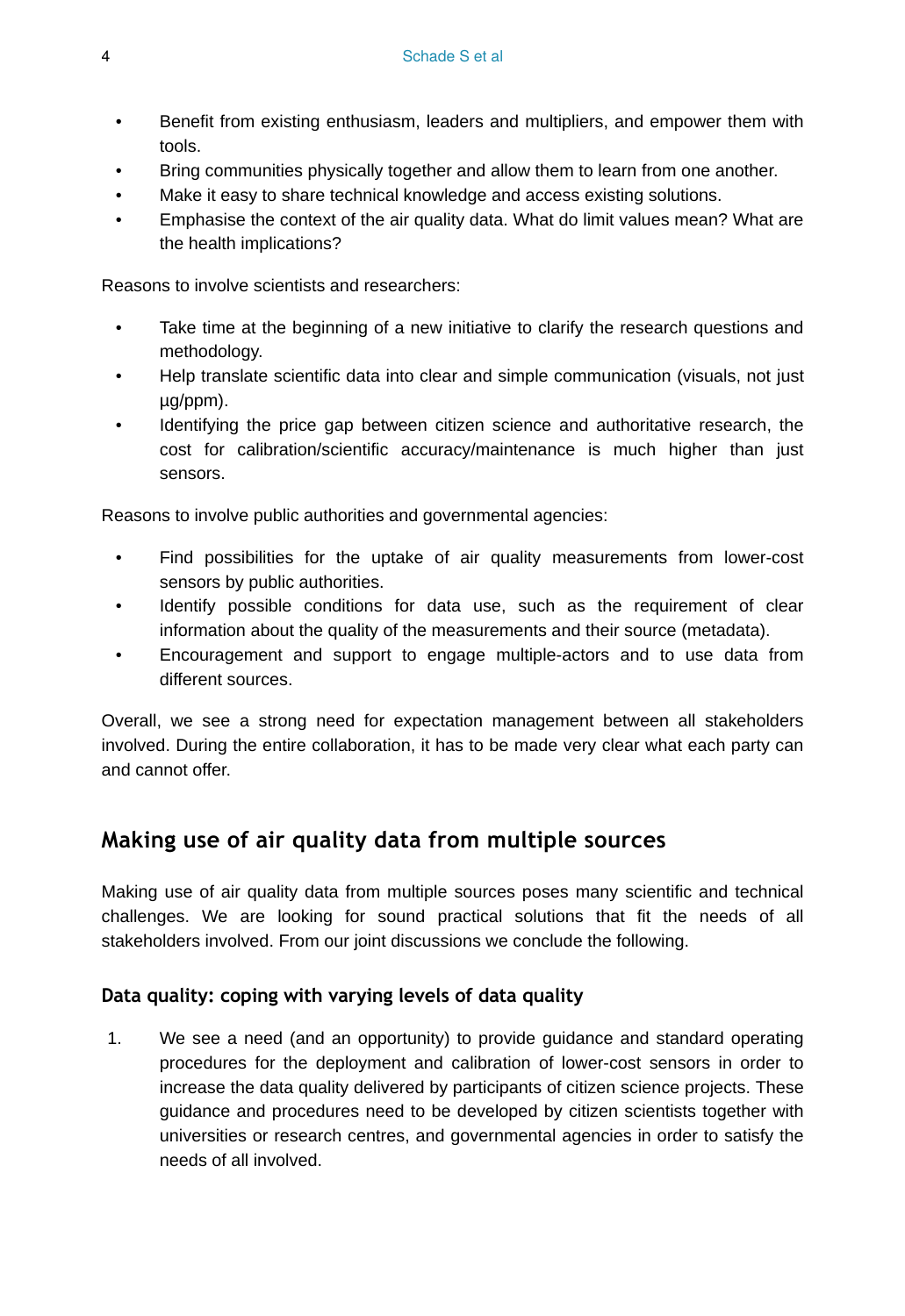- Benefit from existing enthusiasm, leaders and multipliers, and empower them with tools.
- Bring communities physically together and allow them to learn from one another.
- Make it easy to share technical knowledge and access existing solutions.
- Emphasise the context of the air quality data. What do limit values mean? What are the health implications?

Reasons to involve scientists and researchers:

- Take time at the beginning of a new initiative to clarify the research questions and methodology.
- Help translate scientific data into clear and simple communication (visuals, not just µg/ppm).
- Identifying the price gap between citizen science and authoritative research, the cost for calibration/scientific accuracy/maintenance is much higher than just sensors.

Reasons to involve public authorities and governmental agencies:

- Find possibilities for the uptake of air quality measurements from lower-cost sensors by public authorities.
- Identify possible conditions for data use, such as the requirement of clear information about the quality of the measurements and their source (metadata).
- Encouragement and support to engage multiple-actors and to use data from different sources.

Overall, we see a strong need for expectation management between all stakeholders involved. During the entire collaboration, it has to be made very clear what each party can and cannot offer.

## Making use of air quality data from multiple sources

Making use of air quality data from multiple sources poses many scientific and technical challenges. We are looking for sound practical solutions that fit the needs of all stakeholders involved. From our joint discussions we conclude the following.

### Data quality: coping with varying levels of data quality

1. We see a need (and an opportunity) to provide guidance and standard operating procedures for the deployment and calibration of lower-cost sensors in order to increase the data quality delivered by participants of citizen science projects. These guidance and procedures need to be developed by citizen scientists together with universities or research centres, and governmental agencies in order to satisfy the needs of all involved.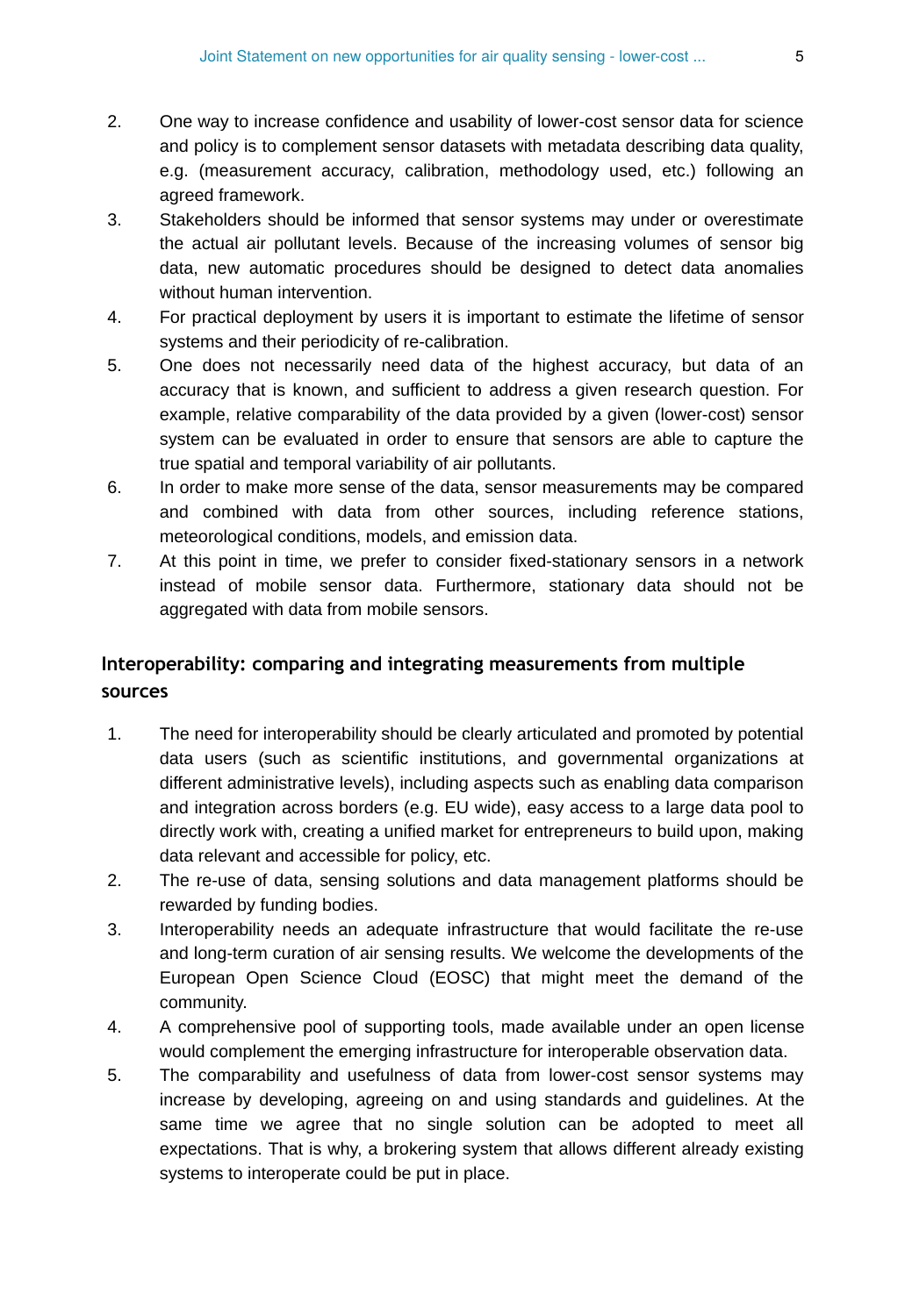2. One way to increase confidence and usability of lower-cost sensor data for science and policy is to complement sensor datasets with metadata describing data quality, e.g. (measurement accuracy, calibration, methodology used, etc.) following an agreed framework.
3. Stakeholders should be informed that sensor systems may under or overestimate the actual air pollutant levels. Because of the increasing volumes of sensor big data, new automatic procedures should be designed to detect data anomalies without human intervention.
4. For practical deployment by users it is important to estimate the lifetime of sensor systems and their periodicity of re-calibration.
5. One does not necessarily need data of the highest accuracy, but data of an accuracy that is known, and sufficient to address a given research question. For example, relative comparability of the data provided by a given (lower-cost) sensor system can be evaluated in order to ensure that sensors are able to capture the true spatial and temporal variability of air pollutants.
6. In order to make more sense of the data, sensor measurements may be compared and combined with data from other sources, including reference stations, meteorological conditions, models, and emission data.
7. At this point in time, we prefer to consider fixed-stationary sensors in a network instead of mobile sensor data. Furthermore, stationary data should not be aggregated with data from mobile sensors.

## Interoperability: comparing and integrating measurements from multiple sources

1. The need for interoperability should be clearly articulated and promoted by potential data users (such as scientific institutions, and governmental organizations at different administrative levels), including aspects such as enabling data comparison and integration across borders (e.g. EU wide), easy access to a large data pool to directly work with, creating a unified market for entrepreneurs to build upon, making data relevant and accessible for policy, etc.
2. The re-use of data, sensing solutions and data management platforms should be rewarded by funding bodies.
3. Interoperability needs an adequate infrastructure that would facilitate the re-use and long-term curation of air sensing results. We welcome the developments of the European Open Science Cloud (EOSC) that might meet the demand of the community.
4. A comprehensive pool of supporting tools, made available under an open license would complement the emerging infrastructure for interoperable observation data.
5. The comparability and usefulness of data from lower-cost sensor systems may increase by developing, agreeing on and using standards and guidelines. At the same time we agree that no single solution can be adopted to meet all expectations. That is why, a brokering system that allows different already existing systems to interoperate could be put in place.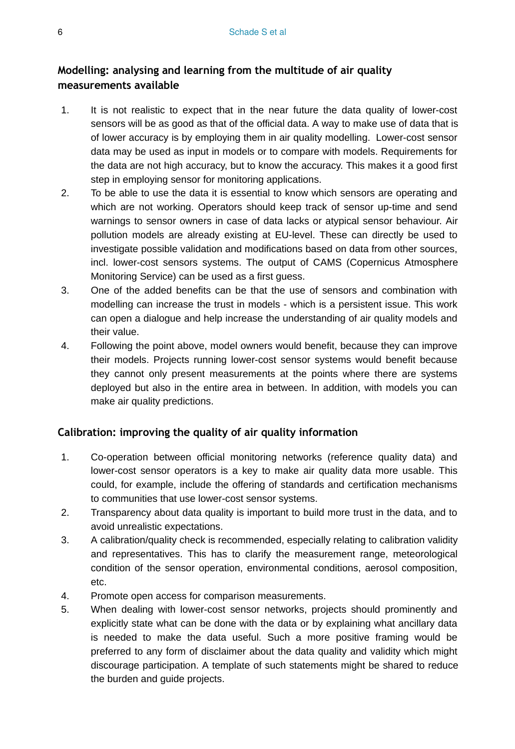## Modelling: analysing and learning from the multitude of air quality measurements available

1. It is not realistic to expect that in the near future the data quality of lower-cost sensors will be as good as that of the official data. A way to make use of data that is of lower accuracy is by employing them in air quality modelling. Lower-cost sensor data may be used as input in models or to compare with models. Requirements for the data are not high accuracy, but to know the accuracy. This makes it a good first step in employing sensor for monitoring applications.
2. To be able to use the data it is essential to know which sensors are operating and which are not working. Operators should keep track of sensor up-time and send warnings to sensor owners in case of data lacks or atypical sensor behaviour. Air pollution models are already existing at EU-level. These can directly be used to investigate possible validation and modifications based on data from other sources, incl. lower-cost sensors systems. The output of CAMS (Copernicus Atmosphere Monitoring Service) can be used as a first guess.
3. One of the added benefits can be that the use of sensors and combination with modelling can increase the trust in models - which is a persistent issue. This work can open a dialogue and help increase the understanding of air quality models and their value.
4. Following the point above, model owners would benefit, because they can improve their models. Projects running lower-cost sensor systems would benefit because they cannot only present measurements at the points where there are systems deployed but also in the entire area in between. In addition, with models you can make air quality predictions.

## Calibration: improving the quality of air quality information

1. Co-operation between official monitoring networks (reference quality data) and lower-cost sensor operators is a key to make air quality data more usable. This could, for example, include the offering of standards and certification mechanisms to communities that use lower-cost sensor systems.
2. Transparency about data quality is important to build more trust in the data, and to avoid unrealistic expectations.
3. A calibration/quality check is recommended, especially relating to calibration validity and representatives. This has to clarify the measurement range, meteorological condition of the sensor operation, environmental conditions, aerosol composition, etc.
4. Promote open access for comparison measurements.
5. When dealing with lower-cost sensor networks, projects should prominently and explicitly state what can be done with the data or by explaining what ancillary data is needed to make the data useful. Such a more positive framing would be preferred to any form of disclaimer about the data quality and validity which might discourage participation. A template of such statements might be shared to reduce the burden and guide projects.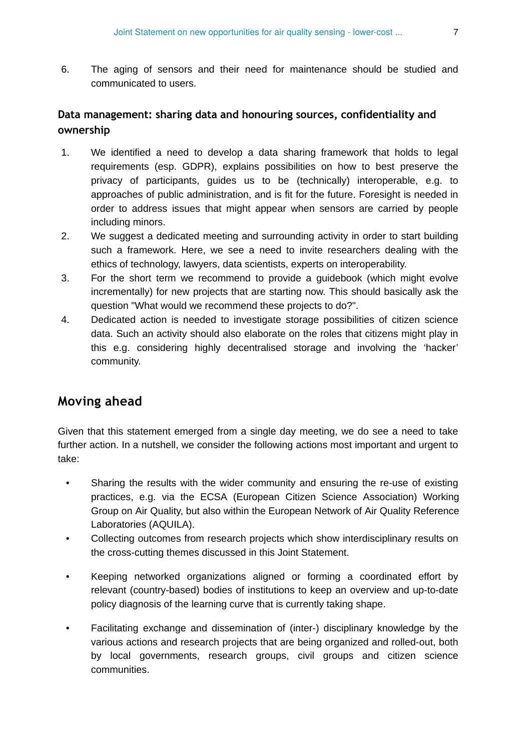6. The aging of sensors and their need for maintenance should be studied and communicated to users.

### Data management: sharing data and honouring sources, confidentiality and ownership

1. We identified a need to develop a data sharing framework that holds to legal requirements (esp. GDPR), explains possibilities on how to best preserve the privacy of participants, guides us to be (technically) interoperable, e.g. to approaches of public administration, and is fit for the future. Foresight is needed in order to address issues that might appear when sensors are carried by people including minors.
2. We suggest a dedicated meeting and surrounding activity in order to start building such a framework. Here, we see a need to invite researchers dealing with the ethics of technology, lawyers, data scientists, experts on interoperability.
3. For the short term we recommend to provide a guidebook (which might evolve incrementally) for new projects that are starting now. This should basically ask the question "What would we recommend these projects to do?".
4. Dedicated action is needed to investigate storage possibilities of citizen science data. Such an activity should also elaborate on the roles that citizens might play in this e.g. considering highly decentralised storage and involving the 'hacker' community.

## Moving ahead

Given that this statement emerged from a single day meeting, we do see a need to take further action. In a nutshell, we consider the following actions most important and urgent to take:

- Sharing the results with the wider community and ensuring the re-use of existing practices, e.g. via the ECSA (European Citizen Science Association) Working Group on Air Quality, but also within the European Network of Air Quality Reference Laboratories (AQUILA).
- Collecting outcomes from research projects which show interdisciplinary results on the cross-cutting themes discussed in this Joint Statement.
- Keeping networked organizations aligned or forming a coordinated effort by relevant (country-based) bodies of institutions to keep an overview and up-to-date policy diagnosis of the learning curve that is currently taking shape.
- Facilitating exchange and dissemination of (inter-) disciplinary knowledge by the various actions and research projects that are being organized and rolled-out, both by local governments, research groups, civil groups and citizen science communities.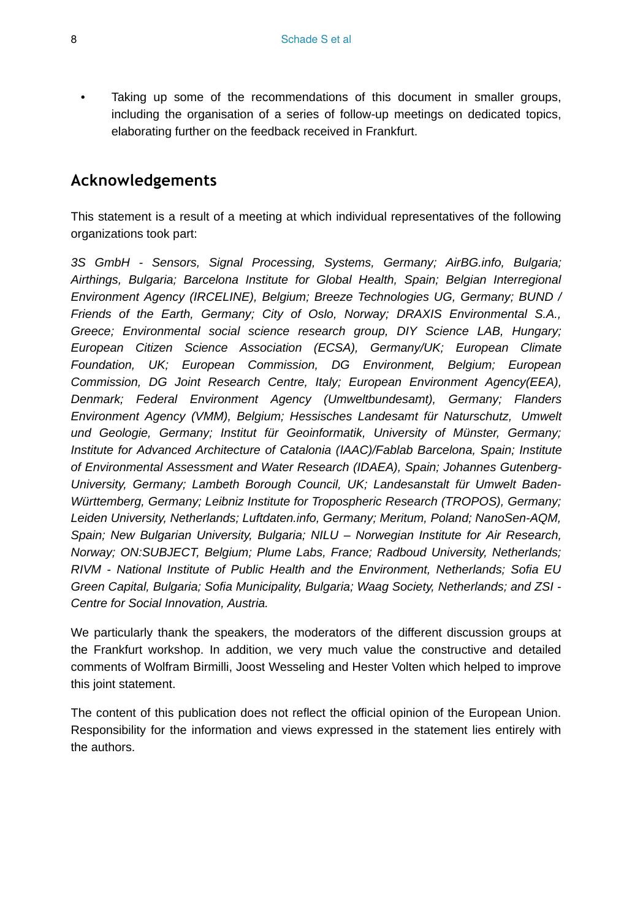- Taking up some of the recommendations of this document in smaller groups, including the organisation of a series of follow-up meetings on dedicated topics, elaborating further on the feedback received in Frankfurt.

## Acknowledgements

This statement is a result of a meeting at which individual representatives of the following organizations took part:

*3S GmbH - Sensors, Signal Processing, Systems, Germany; AirBG.info, Bulgaria; Airthings, Bulgaria; Barcelona Institute for Global Health, Spain; Belgian Interregional Environment Agency (IRCELINE), Belgium; Breeze Technologies UG, Germany; BUND / Friends of the Earth, Germany; City of Oslo, Norway; DRAXIS Environmental S.A., Greece; Environmental social science research group, DIY Science LAB, Hungary; European Citizen Science Association (ECSA), Germany/UK; European Climate Foundation, UK; European Commission, DG Environment, Belgium; European Commission, DG Joint Research Centre, Italy; European Environment Agency(EEA), Denmark; Federal Environment Agency (Umweltbundesamt), Germany; Flanders Environment Agency (VMM), Belgium; Hessisches Landesamt für Naturschutz, Umwelt und Geologie, Germany; Institut für Geoinformatik, University of Münster, Germany; Institute for Advanced Architecture of Catalonia (IAAC)/Fablab Barcelona, Spain; Institute of Environmental Assessment and Water Research (IDAEA), Spain; Johannes Gutenberg-University, Germany; Lambeth Borough Council, UK; Landesanstalt für Umwelt Baden-Württemberg, Germany; Leibniz Institute for Tropospheric Research (TROPOS), Germany; Leiden University, Netherlands; Luftdaten.info, Germany; Meritum, Poland; NanoSen-AQM, Spain; New Bulgarian University, Bulgaria; NILU – Norwegian Institute for Air Research, Norway; ON:SUBJECT, Belgium; Plume Labs, France; Radboud University, Netherlands; RIVM - National Institute of Public Health and the Environment, Netherlands; Sofia EU Green Capital, Bulgaria; Sofia Municipality, Bulgaria; Waag Society, Netherlands; and ZSI - Centre for Social Innovation, Austria.*

We particularly thank the speakers, the moderators of the different discussion groups at the Frankfurt workshop. In addition, we very much value the constructive and detailed comments of Wolfram Birmilli, Joost Wesseling and Hester Volten which helped to improve this joint statement.

The content of this publication does not reflect the official opinion of the European Union. Responsibility for the information and views expressed in the statement lies entirely with the authors.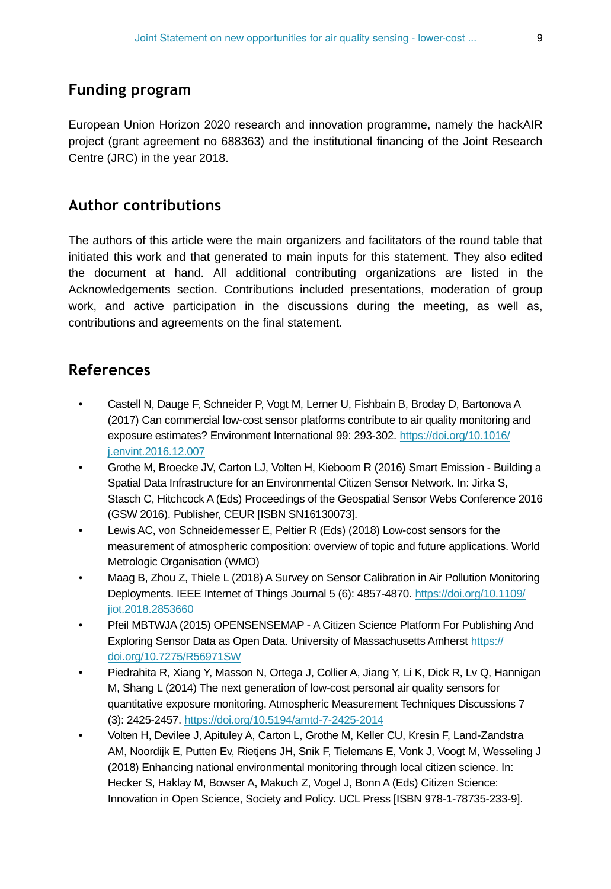## Funding program

European Union Horizon 2020 research and innovation programme, namely the hackAIR project (grant agreement no 688363) and the institutional financing of the Joint Research Centre (JRC) in the year 2018.

## Author contributions

The authors of this article were the main organizers and facilitators of the round table that initiated this work and that generated to main inputs for this statement. They also edited the document at hand. All additional contributing organizations are listed in the Acknowledgements section. Contributions included presentations, moderation of group work, and active participation in the discussions during the meeting, as well as, contributions and agreements on the final statement.

## References

- Castell N, Dauge F, Schneider P, Vogt M, Lerner U, Fishbain B, Broday D, Bartonova A (2017) Can commercial low-cost sensor platforms contribute to air quality monitoring and exposure estimates? Environment International 99: 293-302. https://doi.org/10.1016/j.envint.2016.12.007
- Grothe M, Broecke JV, Carton LJ, Volten H, Kieboom R (2016) Smart Emission - Building a Spatial Data Infrastructure for an Environmental Citizen Sensor Network. In: Jirka S, Stasch C, Hitchcock A (Eds) Proceedings of the Geospatial Sensor Webs Conference 2016 (GSW 2016). Publisher, CEUR [ISBN SN16130073].
- Lewis AC, von Schneidemesser E, Peltier R (Eds) (2018) Low-cost sensors for the measurement of atmospheric composition: overview of topic and future applications. World Metrologic Organisation (WMO)
- Maag B, Zhou Z, Thiele L (2018) A Survey on Sensor Calibration in Air Pollution Monitoring Deployments. IEEE Internet of Things Journal 5 (6): 4857-4870. https://doi.org/10.1109/jiot.2018.2853660
- Pfeil MBTWJA (2015) OPENSENSEMAP - A Citizen Science Platform For Publishing And Exploring Sensor Data as Open Data. University of Massachusetts Amherst https://doi.org/10.7275/R56971SW
- Piedrahita R, Xiang Y, Masson N, Ortega J, Collier A, Jiang Y, Li K, Dick R, Lv Q, Hannigan M, Shang L (2014) The next generation of low-cost personal air quality sensors for quantitative exposure monitoring. Atmospheric Measurement Techniques Discussions 7 (3): 2425-2457. https://doi.org/10.5194/amtd-7-2425-2014
- Volten H, Devilee J, Apituley A, Carton L, Grothe M, Keller CU, Kresin F, Land-Zandstra AM, Noordijk E, Putten Ev, Rietjens JH, Snik F, Tielemans E, Vonk J, Voogt M, Wesseling J (2018) Enhancing national environmental monitoring through local citizen science. In: Hecker S, Haklay M, Bowser A, Makuch Z, Vogel J, Bonn A (Eds) Citizen Science: Innovation in Open Science, Society and Policy. UCL Press [ISBN 978-1-78735-233-9].